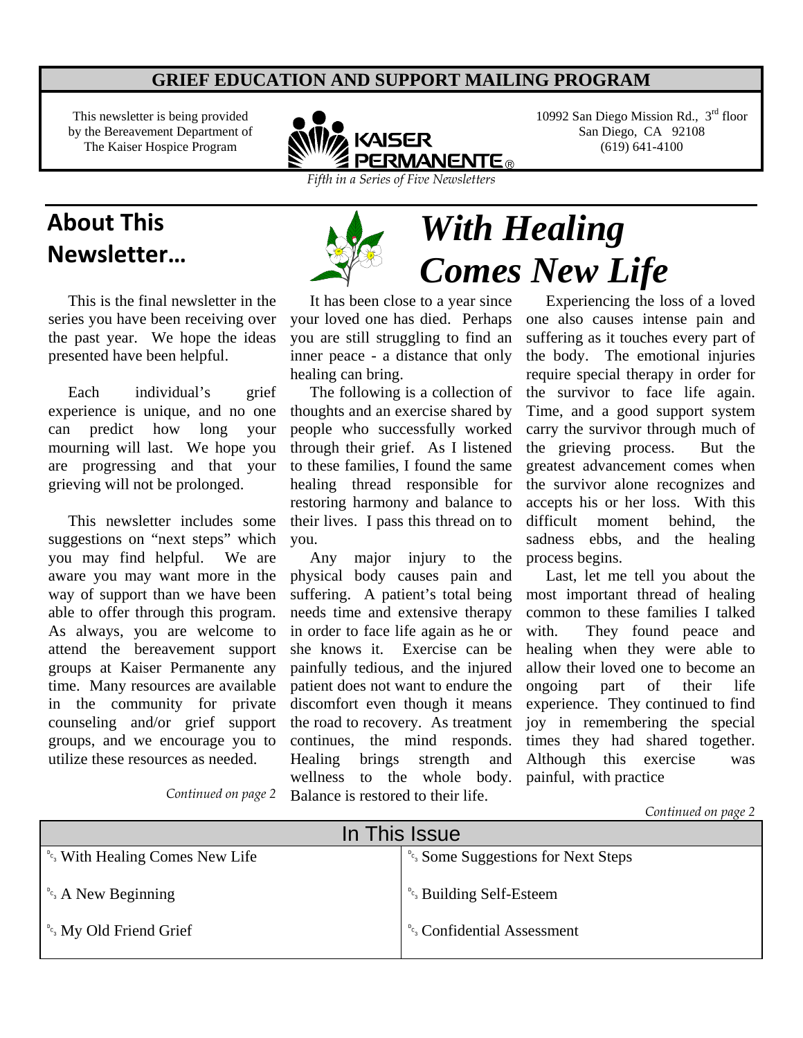**GRIEF EDUCATION AND SUPPORT MAILING PROGRAM**

This newsletter is being provided by the Bereavement Department of The Kaiser Hospice Program

KAISER PERMANENTE®

10992 San Diego Mission Rd., 3rd floor
San Diego, CA 92108
(619) 641-4100

*Fifth in a Series of Five Newsletters*

## About This Newsletter…

This is the final newsletter in the series you have been receiving over the past year. We hope the ideas presented have been helpful.

Each individual's grief experience is unique, and no one can predict how long your mourning will last. We hope you are progressing and that your grieving will not be prolonged.

This newsletter includes some suggestions on "next steps" which you may find helpful. We are aware you may want more in the way of support than we have been able to offer through this program. As always, you are welcome to attend the bereavement support groups at Kaiser Permanente any time. Many resources are available in the community for private counseling and/or grief support groups, and we encourage you to utilize these resources as needed.

*Continued on page 2*

# *With Healing Comes New Life*

It has been close to a year since your loved one has died. Perhaps you are still struggling to find an inner peace - a distance that only healing can bring.

The following is a collection of thoughts and an exercise shared by people who successfully worked through their grief. As I listened to these families, I found the same healing thread responsible for restoring harmony and balance to their lives. I pass this thread on to you.

Any major injury to the physical body causes pain and suffering. A patient's total being needs time and extensive therapy in order to face life again as he or she knows it. Exercise can be painfully tedious, and the injured patient does not want to endure the discomfort even though it means the road to recovery. As treatment continues, the mind responds. Healing brings strength and wellness to the whole body. Balance is restored to their life.

Experiencing the loss of a loved one also causes intense pain and suffering as it touches every part of the body. The emotional injuries require special therapy in order for the survivor to face life again. Time, and a good support system carry the survivor through much of the grieving process. But the greatest advancement comes when the survivor alone recognizes and accepts his or her loss. With this difficult moment behind, the sadness ebbs, and the healing process begins.

Last, let me tell you about the most important thread of healing common to these families I talked with. They found peace and healing when they were able to allow their loved one to become an ongoing part of their life experience. They continued to find joy in remembering the special times they had shared together. Although this exercise was painful, with practice

*Continued on page 2*

| In This Issue | |
|---|---|
| With Healing Comes New Life | Some Suggestions for Next Steps |
| A New Beginning | Building Self-Esteem |
| My Old Friend Grief | Confidential Assessment |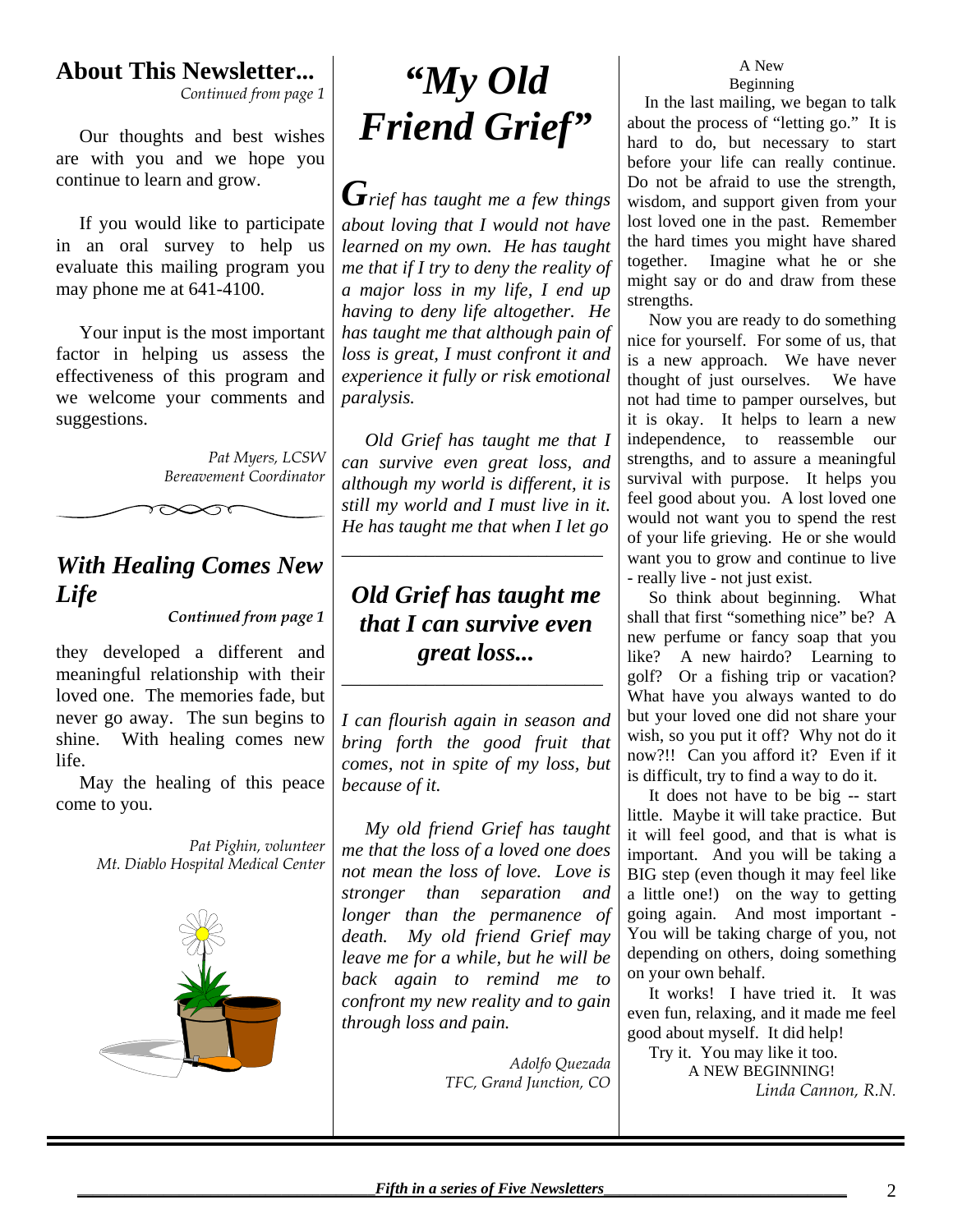## About This Newsletter...

*Continued from page 1*

Our thoughts and best wishes are with you and we hope you continue to learn and grow.

If you would like to participate in an oral survey to help us evaluate this mailing program you may phone me at 641-4100.

Your input is the most important factor in helping us assess the effectiveness of this program and we welcome your comments and suggestions.

*Pat Myers, LCSW*
*Bereavement Coordinator*

## *With Healing Comes New Life*

***Continued from page 1***

they developed a different and meaningful relationship with their loved one. The memories fade, but never go away. The sun begins to shine. With healing comes new life.

May the healing of this peace come to you.

*Pat Pighin, volunteer*
*Mt. Diablo Hospital Medical Center*

# *"My Old Friend Grief"*

*Grief has taught me a few things about loving that I would not have learned on my own. He has taught me that if I try to deny the reality of a major loss in my life, I end up having to deny life altogether. He has taught me that although pain of loss is great, I must confront it and experience it fully or risk emotional paralysis.*

*Old Grief has taught me that I can survive even great loss, and although my world is different, it is still my world and I must live in it. He has taught me that when I let go*

---

***Old Grief has taught me that I can survive even great loss...***

---

*I can flourish again in season and bring forth the good fruit that comes, not in spite of my loss, but because of it.*

*My old friend Grief has taught me that the loss of a loved one does not mean the loss of love. Love is stronger than separation and longer than the permanence of death. My old friend Grief may leave me for a while, but he will be back again to remind me to confront my new reality and to gain through loss and pain.*

*Adolfo Quezada*
*TFC, Grand Junction, CO*

## A New Beginning

In the last mailing, we began to talk about the process of "letting go." It is hard to do, but necessary to start before your life can really continue. Do not be afraid to use the strength, wisdom, and support given from your lost loved one in the past. Remember the hard times you might have shared together. Imagine what he or she might say or do and draw from these strengths.

Now you are ready to do something nice for yourself. For some of us, that is a new approach. We have never thought of just ourselves. We have not had time to pamper ourselves, but it is okay. It helps to learn a new independence, to reassemble our strengths, and to assure a meaningful survival with purpose. It helps you feel good about you. A lost loved one would not want you to spend the rest of your life grieving. He or she would want you to grow and continue to live - really live - not just exist.

So think about beginning. What shall that first "something nice" be? A new perfume or fancy soap that you like? A new hairdo? Learning to golf? Or a fishing trip or vacation? What have you always wanted to do but your loved one did not share your wish, so you put it off? Why not do it now?!! Can you afford it? Even if it is difficult, try to find a way to do it.

It does not have to be big -- start little. Maybe it will take practice. But it will feel good, and that is what is important. And you will be taking a BIG step (even though it may feel like a little one!) on the way to getting going again. And most important - You will be taking charge of you, not depending on others, doing something on your own behalf.

It works! I have tried it. It was even fun, relaxing, and it made me feel good about myself. It did help!

Try it. You may like it too.

A NEW BEGINNING!

*Linda Cannon, R.N.*

***Fifth in a series of Five Newsletters***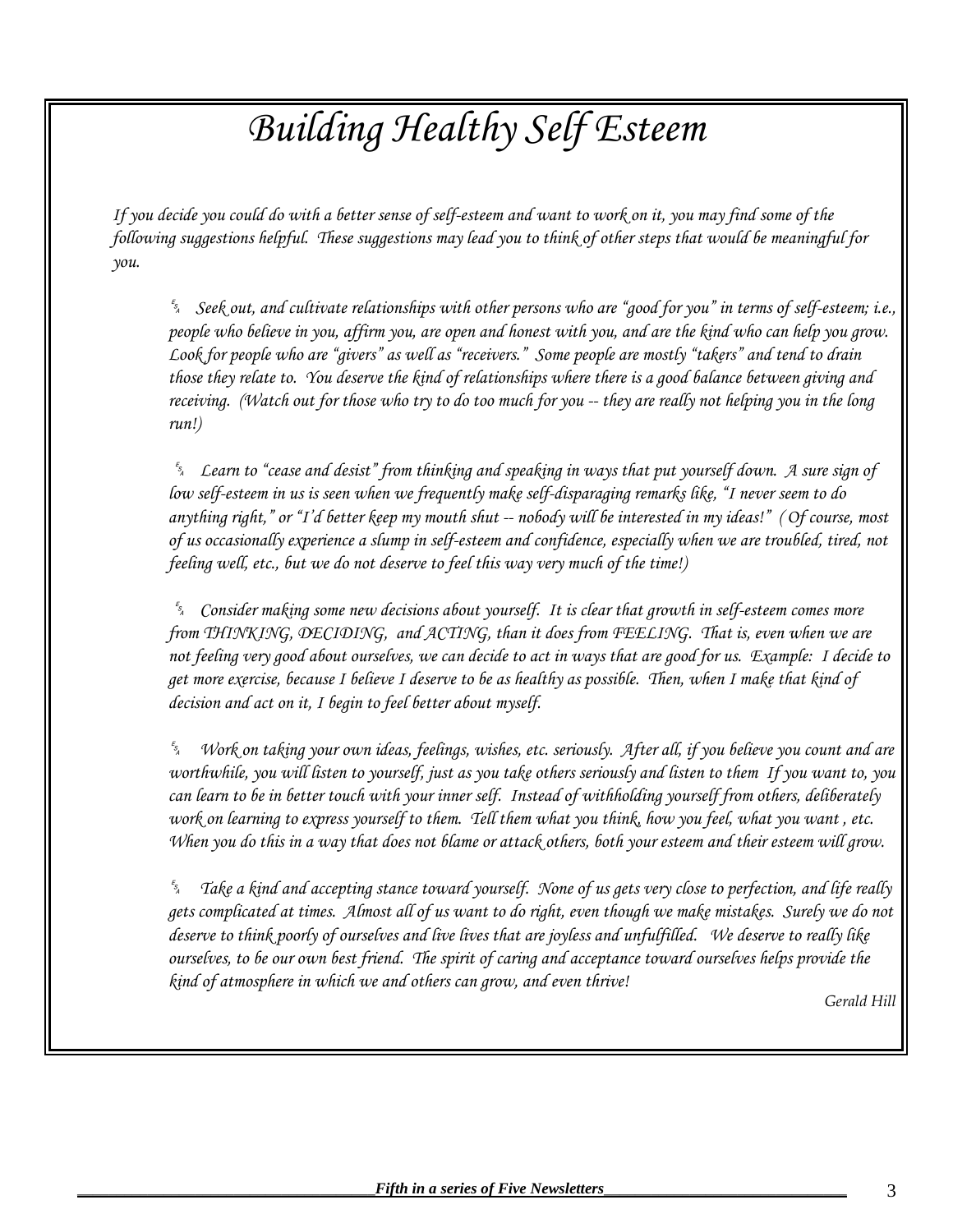# *Building Healthy Self Esteem*

*If you decide you could do with a better sense of self-esteem and want to work on it, you may find some of the following suggestions helpful. These suggestions may lead you to think of other steps that would be meaningful for you.*

- *Seek out, and cultivate relationships with other persons who are "good for you" in terms of self-esteem; i.e., people who believe in you, affirm you, are open and honest with you, and are the kind who can help you grow. Look for people who are "givers" as well as "receivers." Some people are mostly "takers" and tend to drain those they relate to. You deserve the kind of relationships where there is a good balance between giving and receiving. (Watch out for those who try to do too much for you -- they are really not helping you in the long run!)*

- *Learn to "cease and desist" from thinking and speaking in ways that put yourself down. A sure sign of low self-esteem in us is seen when we frequently make self-disparaging remarks like, "I never seem to do anything right," or "I'd better keep my mouth shut -- nobody will be interested in my ideas!" ( Of course, most of us occasionally experience a slump in self-esteem and confidence, especially when we are troubled, tired, not feeling well, etc., but we do not deserve to feel this way very much of the time!)*

- *Consider making some new decisions about yourself. It is clear that growth in self-esteem comes more from THINKING, DECIDING, and ACTING, than it does from FEELING. That is, even when we are not feeling very good about ourselves, we can decide to act in ways that are good for us. Example: I decide to get more exercise, because I believe I deserve to be as healthy as possible. Then, when I make that kind of decision and act on it, I begin to feel better about myself.*

- *Work on taking your own ideas, feelings, wishes, etc. seriously. After all, if you believe you count and are worthwhile, you will listen to yourself, just as you take others seriously and listen to them If you want to, you can learn to be in better touch with your inner self. Instead of withholding yourself from others, deliberately work on learning to express yourself to them. Tell them what you think, how you feel, what you want , etc. When you do this in a way that does not blame or attack others, both your esteem and their esteem will grow.*

- *Take a kind and accepting stance toward yourself. None of us gets very close to perfection, and life really gets complicated at times. Almost all of us want to do right, even though we make mistakes. Surely we do not deserve to think poorly of ourselves and live lives that are joyless and unfulfilled. We deserve to really like ourselves, to be our own best friend. The spirit of caring and acceptance toward ourselves helps provide the kind of atmosphere in which we and others can grow, and even thrive!*

*Gerald Hill*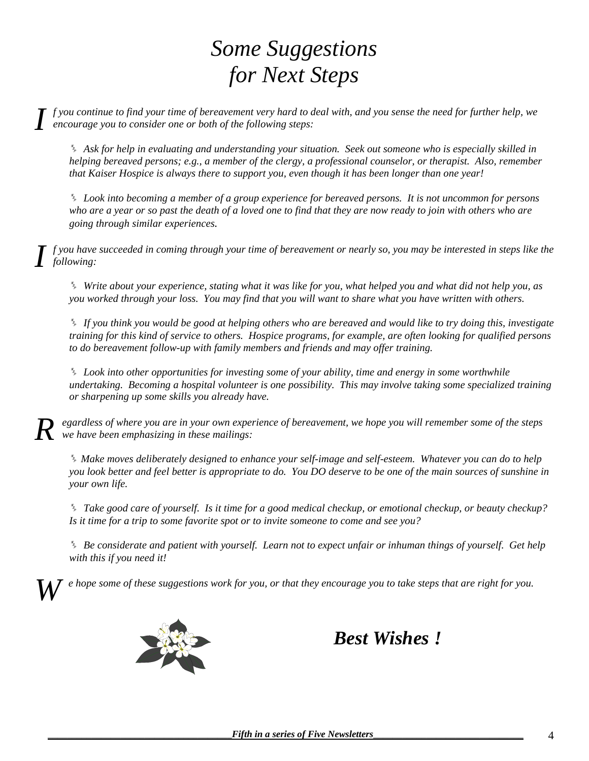# *Some Suggestions for Next Steps*

*If you continue to find your time of bereavement very hard to deal with, and you sense the need for further help, we encourage you to consider one or both of the following steps:*

- *Ask for help in evaluating and understanding your situation. Seek out someone who is especially skilled in helping bereaved persons; e.g., a member of the clergy, a professional counselor, or therapist. Also, remember that Kaiser Hospice is always there to support you, even though it has been longer than one year!*

- *Look into becoming a member of a group experience for bereaved persons. It is not uncommon for persons who are a year or so past the death of a loved one to find that they are now ready to join with others who are going through similar experiences.*

*If you have succeeded in coming through your time of bereavement or nearly so, you may be interested in steps like the following:*

- *Write about your experience, stating what it was like for you, what helped you and what did not help you, as you worked through your loss. You may find that you will want to share what you have written with others.*

- *If you think you would be good at helping others who are bereaved and would like to try doing this, investigate training for this kind of service to others. Hospice programs, for example, are often looking for qualified persons to do bereavement follow-up with family members and friends and may offer training.*

- *Look into other opportunities for investing some of your ability, time and energy in some worthwhile undertaking. Becoming a hospital volunteer is one possibility. This may involve taking some specialized training or sharpening up some skills you already have.*

*Regardless of where you are in your own experience of bereavement, we hope you will remember some of the steps we have been emphasizing in these mailings:*

- *Make moves deliberately designed to enhance your self-image and self-esteem. Whatever you can do to help you look better and feel better is appropriate to do. You DO deserve to be one of the main sources of sunshine in your own life.*

- *Take good care of yourself. Is it time for a good medical checkup, or emotional checkup, or beauty checkup? Is it time for a trip to some favorite spot or to invite someone to come and see you?*

- *Be considerate and patient with yourself. Learn not to expect unfair or inhuman things of yourself. Get help with this if you need it!*

*We hope some of these suggestions work for you, or that they encourage you to take steps that are right for you.*

***Best Wishes !***

***Fifth in a series of Five Newsletters***